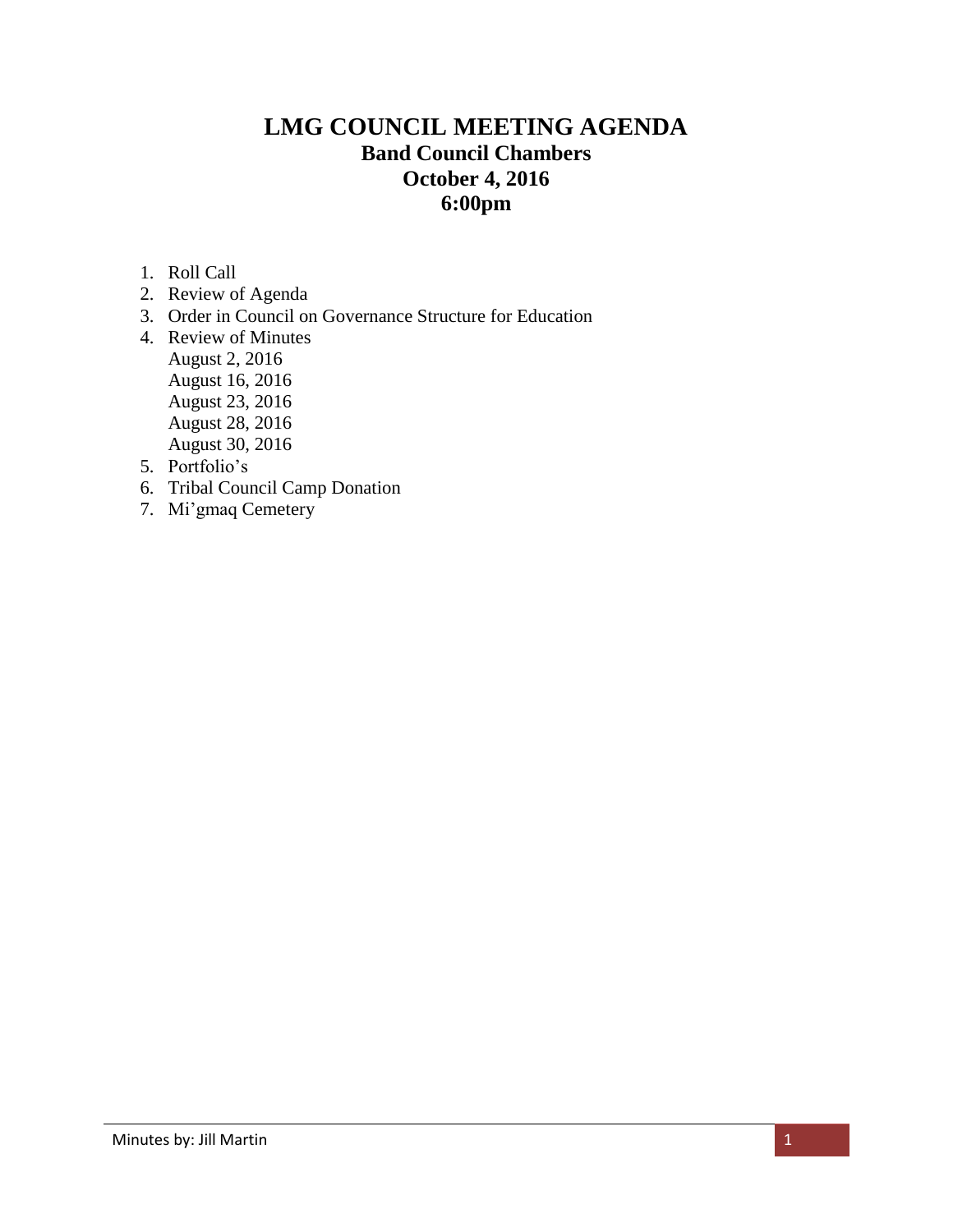# LMG COUNCIL MEETING AGENDA

## Band Council Chambers
## October 4, 2016
## 6:00pm

1. Roll Call
2. Review of Agenda
3. Order in Council on Governance Structure for Education
4. Review of Minutes
   August 2, 2016
   August 16, 2016
   August 23, 2016
   August 28, 2016
   August 30, 2016
5. Portfolio's
6. Tribal Council Camp Donation
7. Mi'gmaq Cemetery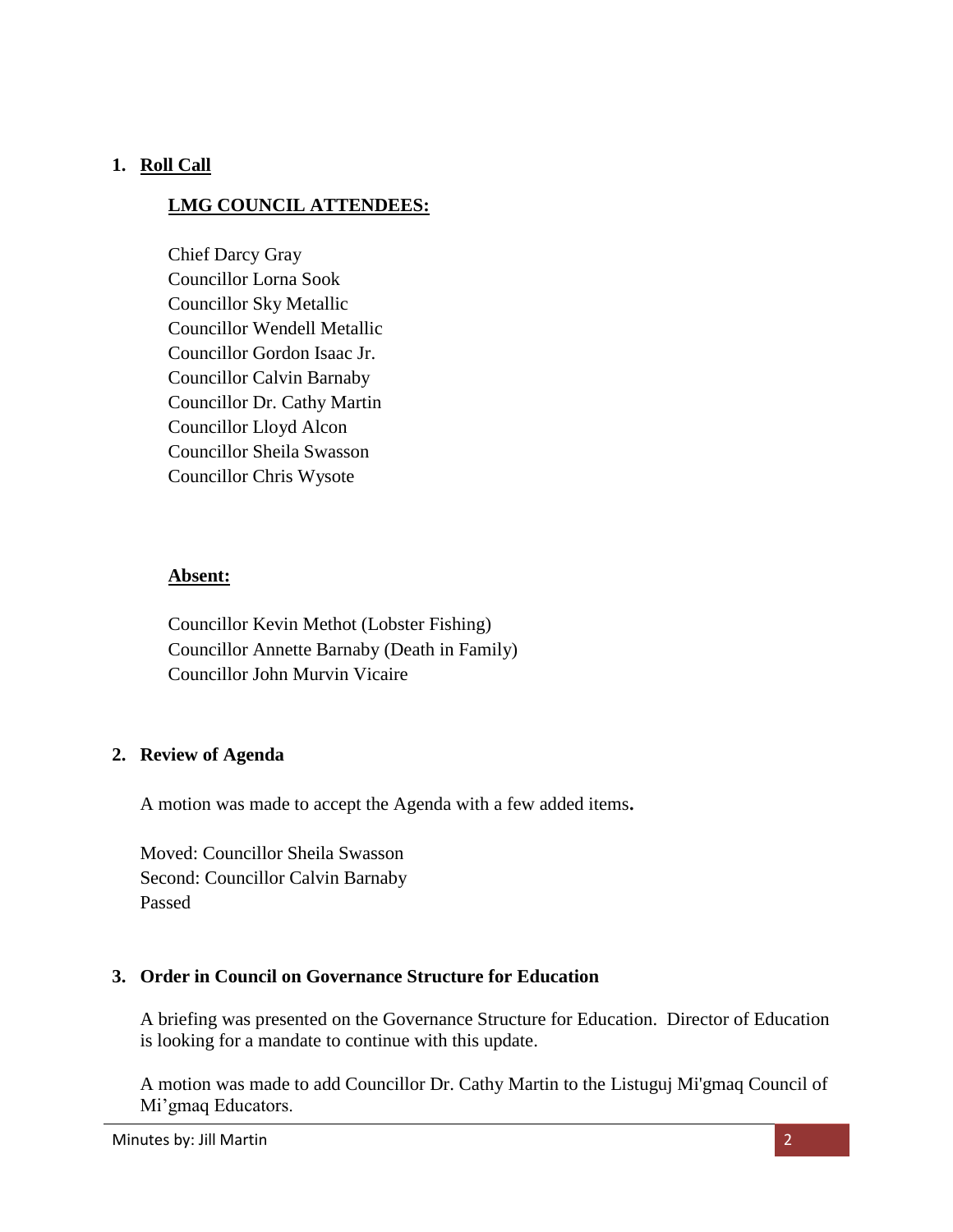## 1. Roll Call

### LMG COUNCIL ATTENDEES:

Chief Darcy Gray
Councillor Lorna Sook
Councillor Sky Metallic
Councillor Wendell Metallic
Councillor Gordon Isaac Jr.
Councillor Calvin Barnaby
Councillor Dr. Cathy Martin
Councillor Lloyd Alcon
Councillor Sheila Swasson
Councillor Chris Wysote

### Absent:

Councillor Kevin Methot (Lobster Fishing)
Councillor Annette Barnaby (Death in Family)
Councillor John Murvin Vicaire

## 2. Review of Agenda

A motion was made to accept the Agenda with a few added items.

Moved: Councillor Sheila Swasson
Second: Councillor Calvin Barnaby
Passed

## 3. Order in Council on Governance Structure for Education

A briefing was presented on the Governance Structure for Education. Director of Education is looking for a mandate to continue with this update.

A motion was made to add Councillor Dr. Cathy Martin to the Listuguj Mi'gmaq Council of Mi'gmaq Educators.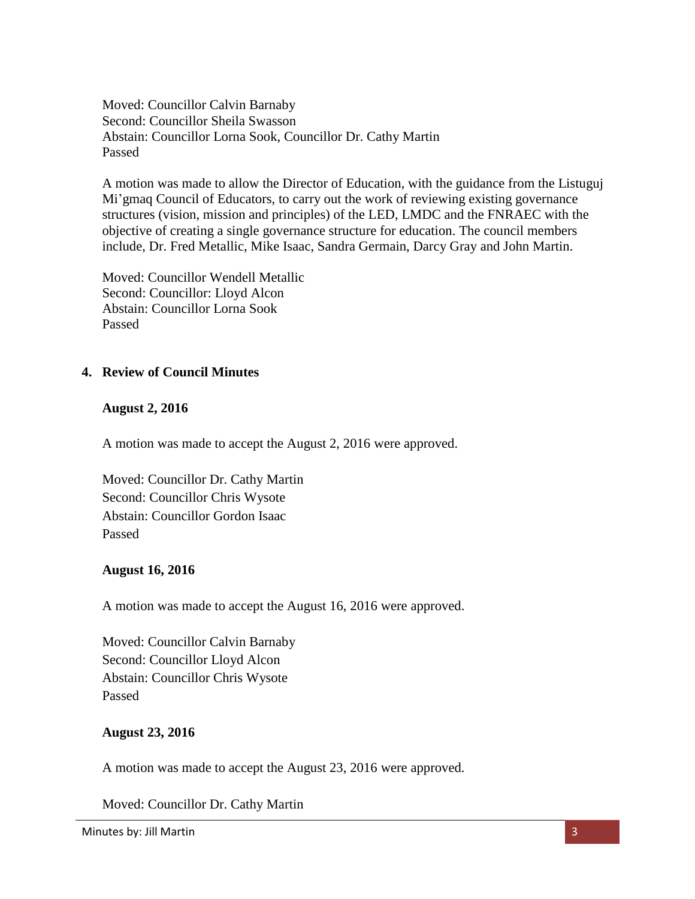Moved: Councillor Calvin Barnaby
Second: Councillor Sheila Swasson
Abstain: Councillor Lorna Sook, Councillor Dr. Cathy Martin
Passed

A motion was made to allow the Director of Education, with the guidance from the Listuguj Mi'gmaq Council of Educators, to carry out the work of reviewing existing governance structures (vision, mission and principles) of the LED, LMDC and the FNRAEC with the objective of creating a single governance structure for education. The council members include, Dr. Fred Metallic, Mike Isaac, Sandra Germain, Darcy Gray and John Martin.

Moved: Councillor Wendell Metallic
Second: Councillor: Lloyd Alcon
Abstain: Councillor Lorna Sook
Passed

## 4. Review of Council Minutes

**August 2, 2016**

A motion was made to accept the August 2, 2016 were approved.

Moved: Councillor Dr. Cathy Martin
Second: Councillor Chris Wysote
Abstain: Councillor Gordon Isaac
Passed

**August 16, 2016**

A motion was made to accept the August 16, 2016 were approved.

Moved: Councillor Calvin Barnaby
Second: Councillor Lloyd Alcon
Abstain: Councillor Chris Wysote
Passed

**August 23, 2016**

A motion was made to accept the August 23, 2016 were approved.

Moved: Councillor Dr. Cathy Martin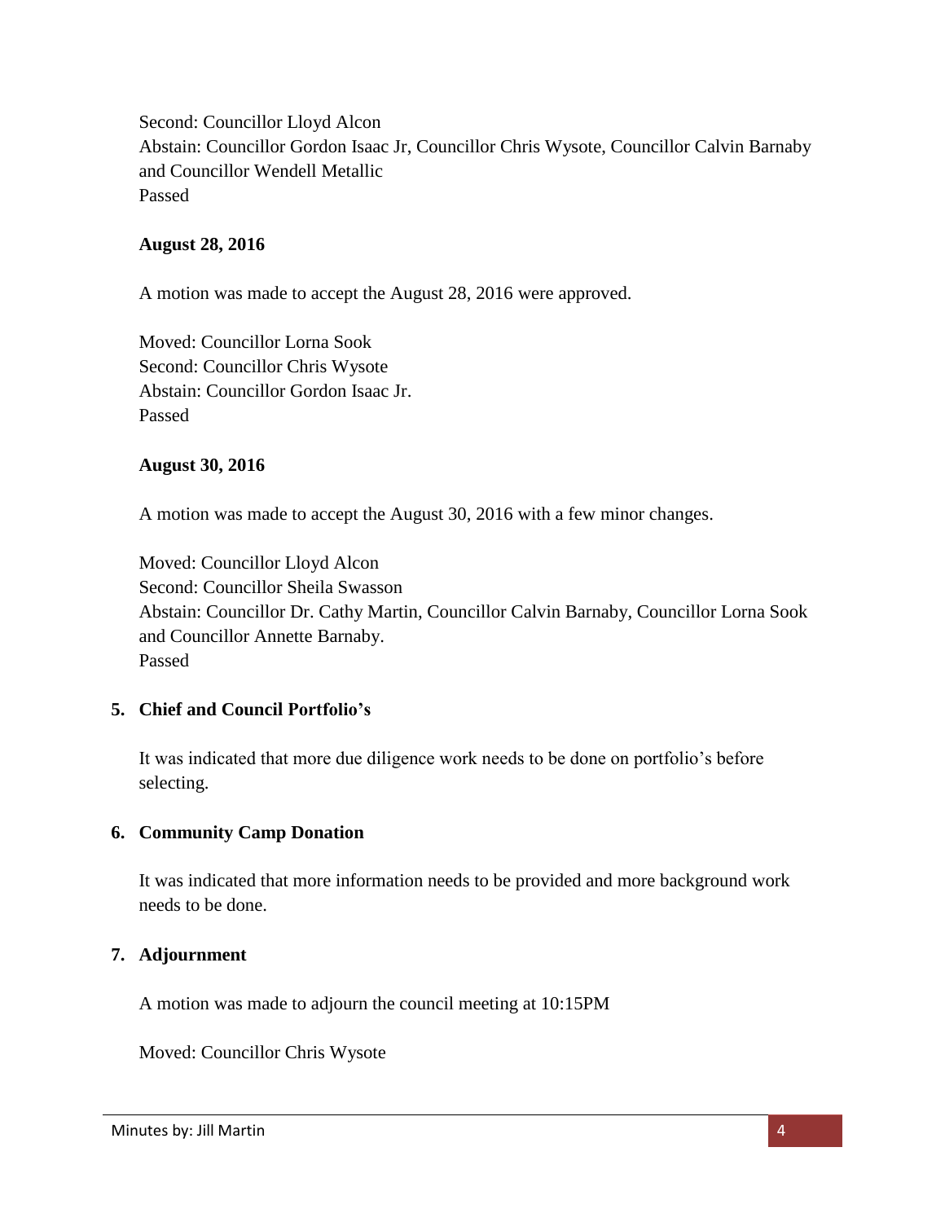Second: Councillor Lloyd Alcon
Abstain: Councillor Gordon Isaac Jr, Councillor Chris Wysote, Councillor Calvin Barnaby and Councillor Wendell Metallic
Passed

**August 28, 2016**

A motion was made to accept the August 28, 2016 were approved.

Moved: Councillor Lorna Sook
Second: Councillor Chris Wysote
Abstain: Councillor Gordon Isaac Jr.
Passed

**August 30, 2016**

A motion was made to accept the August 30, 2016 with a few minor changes.

Moved: Councillor Lloyd Alcon
Second: Councillor Sheila Swasson
Abstain: Councillor Dr. Cathy Martin, Councillor Calvin Barnaby, Councillor Lorna Sook and Councillor Annette Barnaby.
Passed

**5. Chief and Council Portfolio's**

It was indicated that more due diligence work needs to be done on portfolio's before selecting.

**6. Community Camp Donation**

It was indicated that more information needs to be provided and more background work needs to be done.

**7. Adjournment**

A motion was made to adjourn the council meeting at 10:15PM

Moved: Councillor Chris Wysote

Minutes by: Jill Martin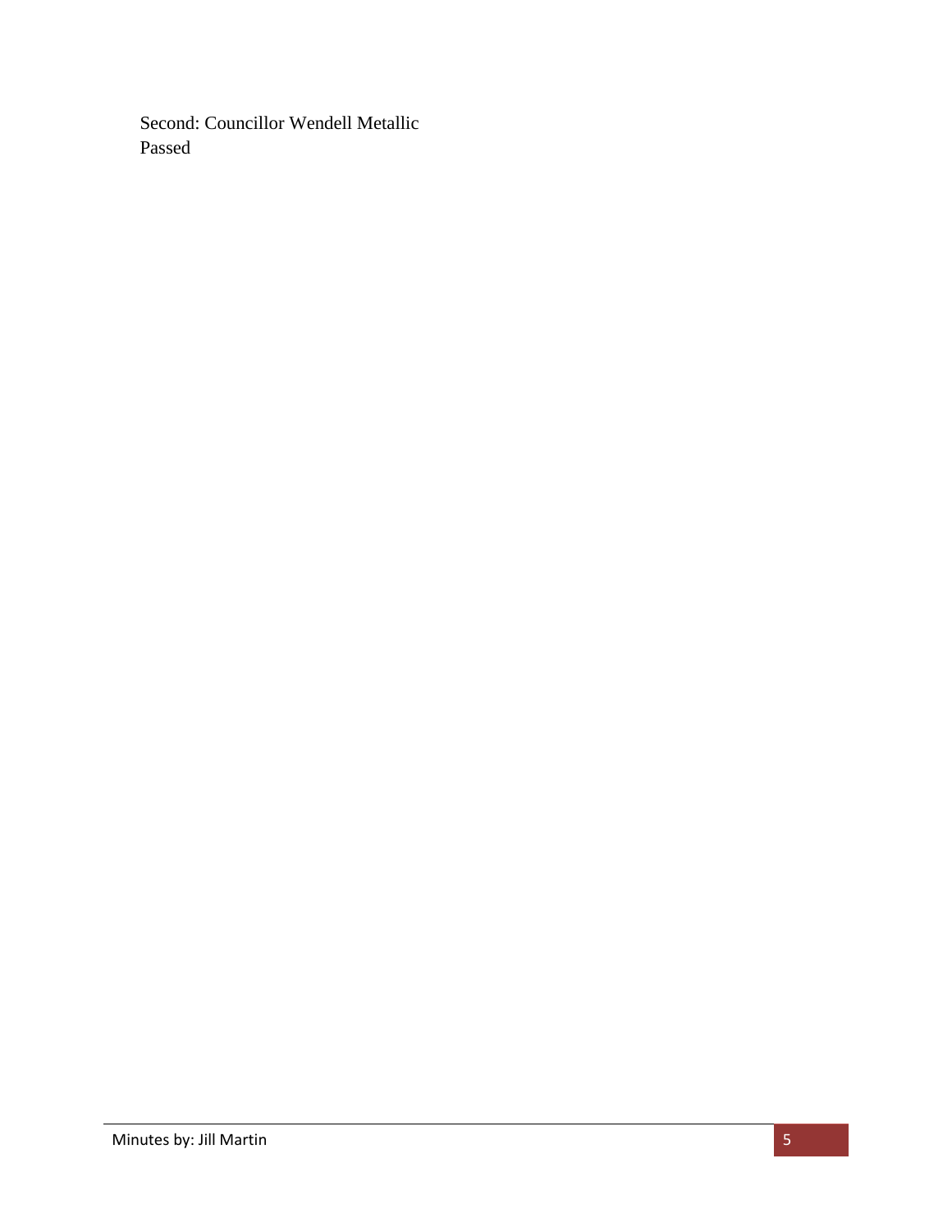Second: Councillor Wendell Metallic
Passed